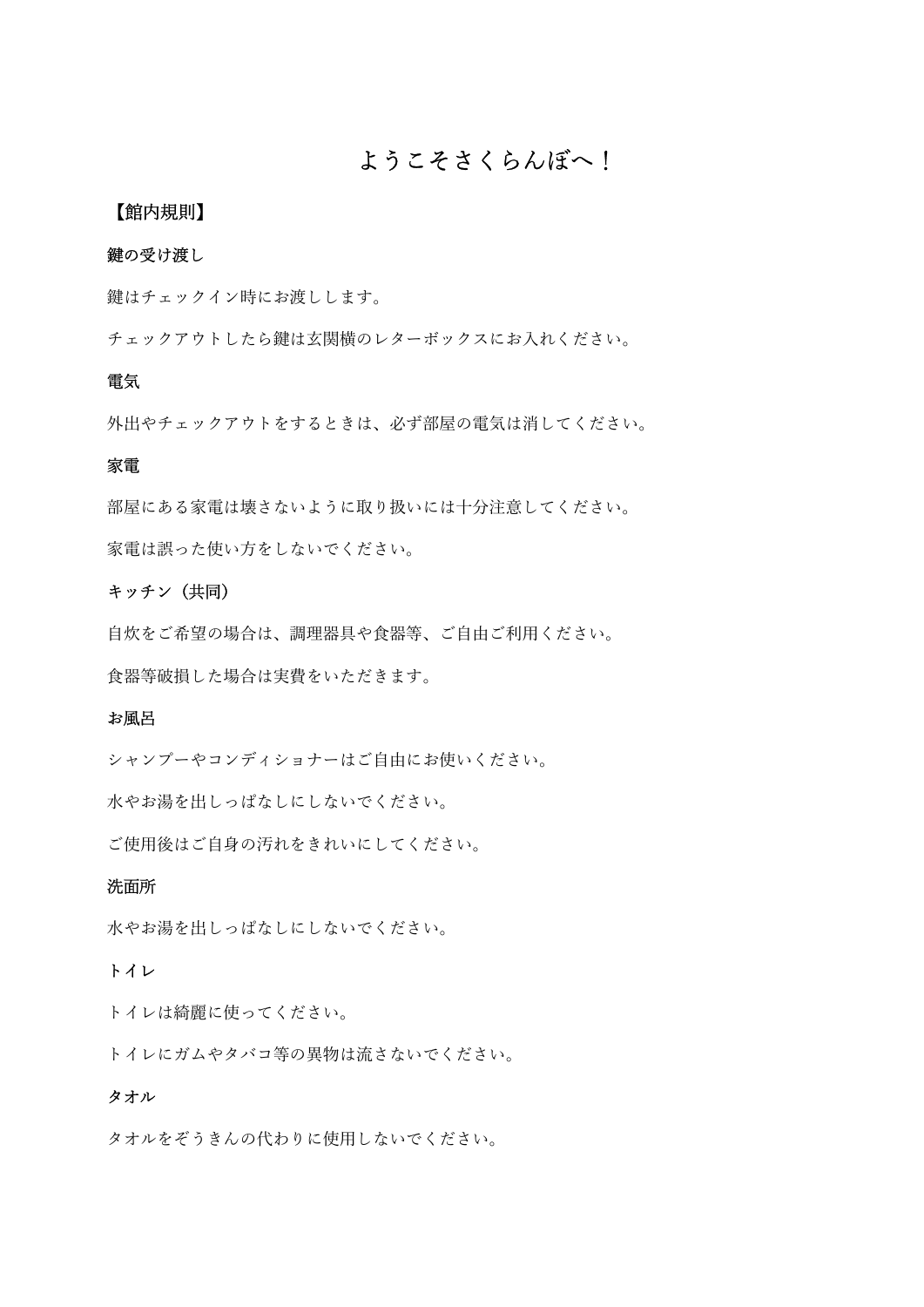# ようこそさくらんぼへ！

## 【館内規則】

### 鍵の受け渡し

鍵はチェックイン時にお渡しします。

チェックアウトしたら鍵は玄関横のレターボックスにお入れください。

### 電気

外出やチェックアウトをするときは、必ず部屋の電気は消してください。

### 家電

部屋にある家電は壊さないように取り扱いには十分注意してください。

家電は誤った使い方をしないでください。

### キッチン（共同）

自炊をご希望の場合は、調理器具や食器等、ご自由ご利用ください。

食器等破損した場合は実費をいただきます。

### お風呂

シャンプーやコンディショナーはご自由にお使いください。

水やお湯を出しっぱなしにしないでください。

ご使用後はご自身の汚れをきれいにしてください。

### 洗面所

水やお湯を出しっぱなしにしないでください。

### トイレ

トイレは綺麗に使ってください。

トイレにガムやタバコ等の異物は流さないでください。

### タオル

タオルをぞうきんの代わりに使用しないでください。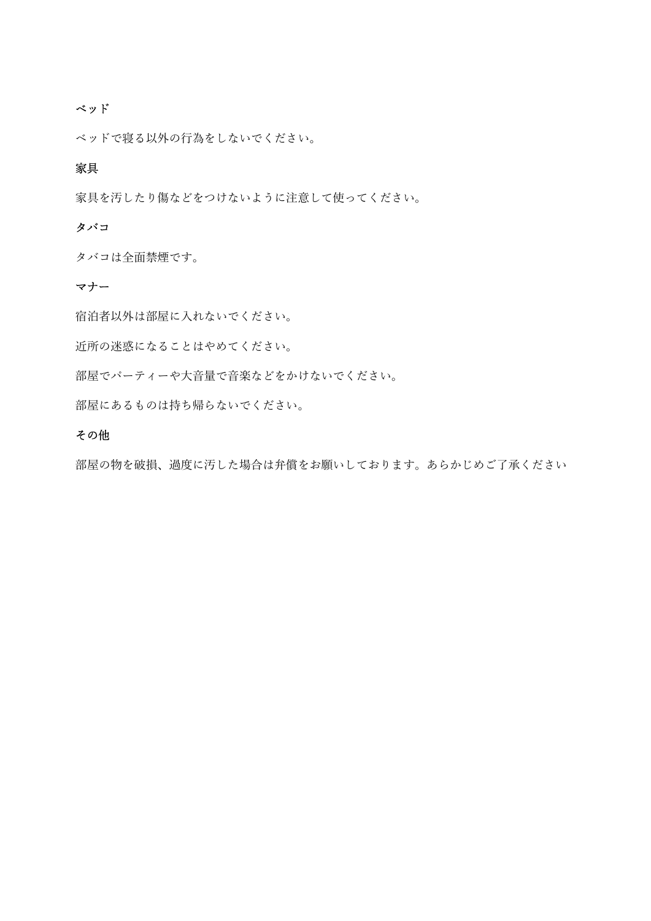**ベッド**

ベッドで寝る以外の行為をしないでください。

**家具**

家具を汚したり傷などをつけないように注意して使ってください。

**タバコ**

タバコは全面禁煙です。

**マナー**

宿泊者以外は部屋に入れないでください。

近所の迷惑になることはやめてください。

部屋でパーティーや大音量で音楽などをかけないでください。

部屋にあるものは持ち帰らないでください。

**その他**

部屋の物を破損、過度に汚した場合は弁償をお願いしております。あらかじめご了承ください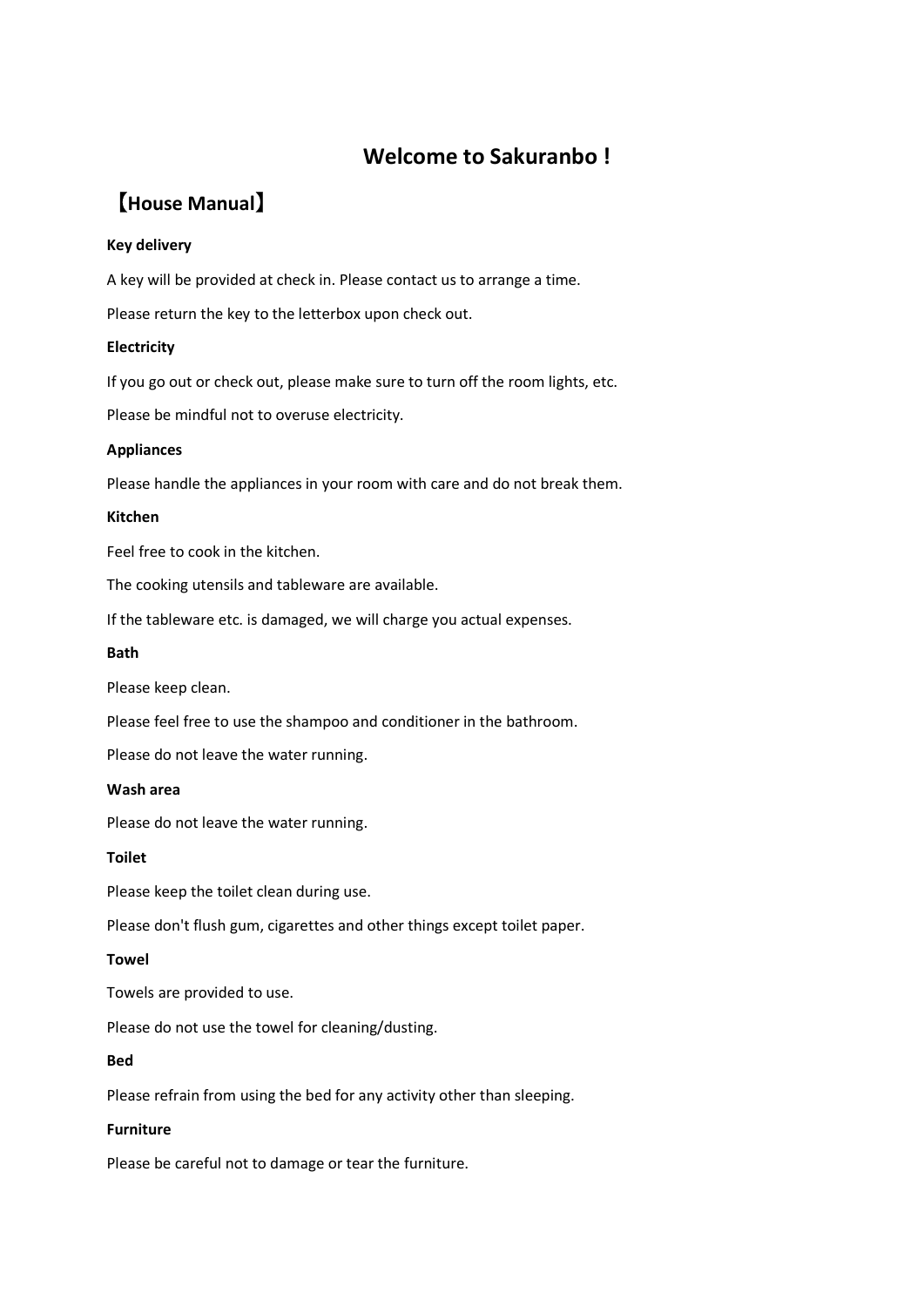# Welcome to Sakuranbo！

## 【House Manual】

**Key delivery**

A key will be provided at check in. Please contact us to arrange a time.

Please return the key to the letterbox upon check out.

**Electricity**

If you go out or check out, please make sure to turn off the room lights, etc.

Please be mindful not to overuse electricity.

**Appliances**

Please handle the appliances in your room with care and do not break them.

**Kitchen**

Feel free to cook in the kitchen.

The cooking utensils and tableware are available.

If the tableware etc. is damaged, we will charge you actual expenses.

**Bath**

Please keep clean.

Please feel free to use the shampoo and conditioner in the bathroom.

Please do not leave the water running.

**Wash area**

Please do not leave the water running.

**Toilet**

Please keep the toilet clean during use.

Please don't flush gum, cigarettes and other things except toilet paper.

**Towel**

Towels are provided to use.

Please do not use the towel for cleaning/dusting.

**Bed**

Please refrain from using the bed for any activity other than sleeping.

**Furniture**

Please be careful not to damage or tear the furniture.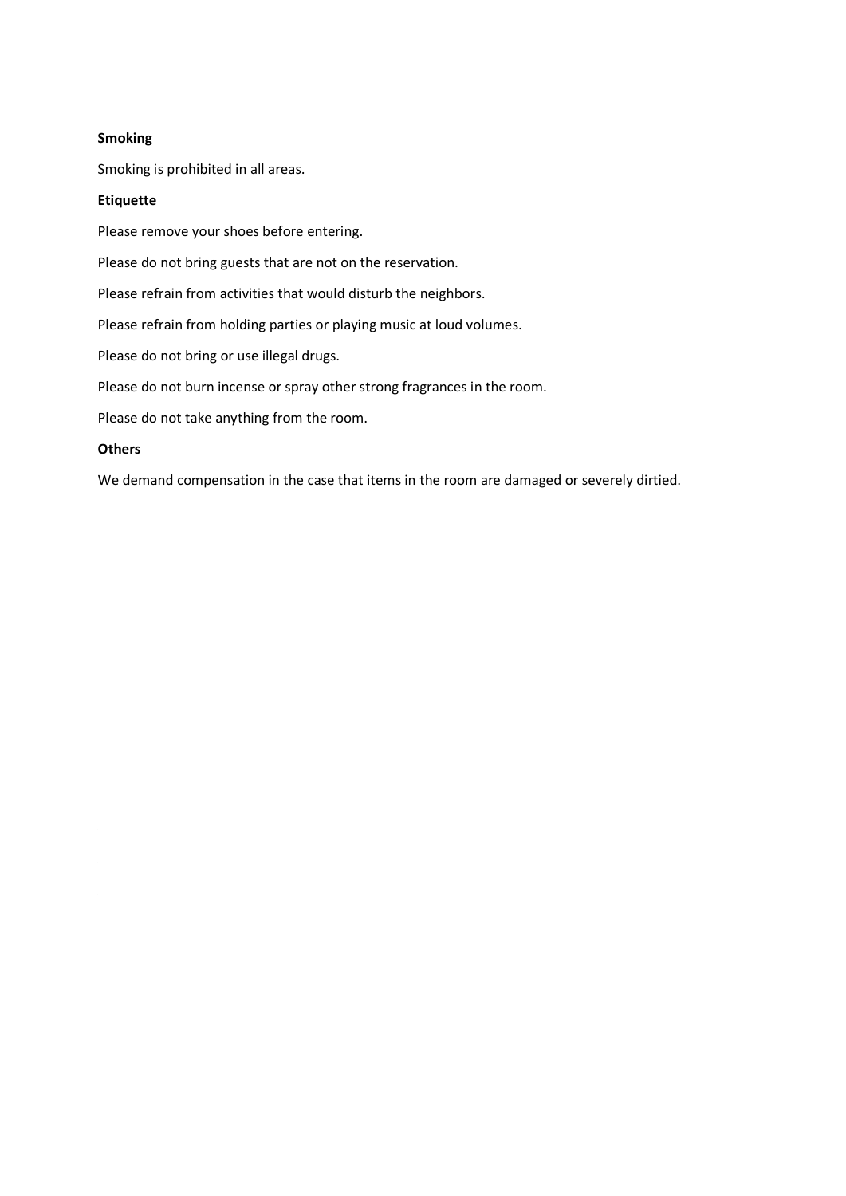**Smoking**

Smoking is prohibited in all areas.

**Etiquette**

Please remove your shoes before entering.

Please do not bring guests that are not on the reservation.

Please refrain from activities that would disturb the neighbors.

Please refrain from holding parties or playing music at loud volumes.

Please do not bring or use illegal drugs.

Please do not burn incense or spray other strong fragrances in the room.

Please do not take anything from the room.

**Others**

We demand compensation in the case that items in the room are damaged or severely dirtied.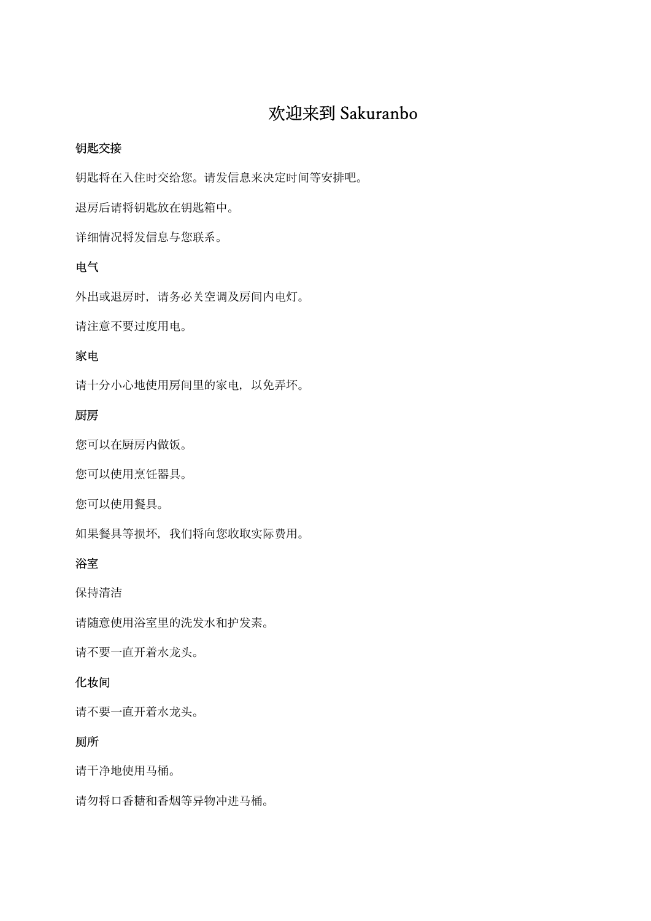# 欢迎来到 Sakuranbo

**钥匙交接**

钥匙将在入住时交给您。请发信息来决定时间等安排吧。

退房后请将钥匙放在钥匙箱中。

详细情况将发信息与您联系。

**电气**

外出或退房时，请务必关空调及房间内电灯。

请注意不要过度用电。

**家电**

请十分小心地使用房间里的家电，以免弄坏。

**厨房**

您可以在厨房内做饭。

您可以使用烹饪器具。

您可以使用餐具。

如果餐具等损坏，我们将向您收取实际费用。

**浴室**

保持清洁

请随意使用浴室里的洗发水和护发素。

请不要一直开着水龙头。

**化妆间**

请不要一直开着水龙头。

**厕所**

请干净地使用马桶。

请勿将口香糖和香烟等异物冲进马桶。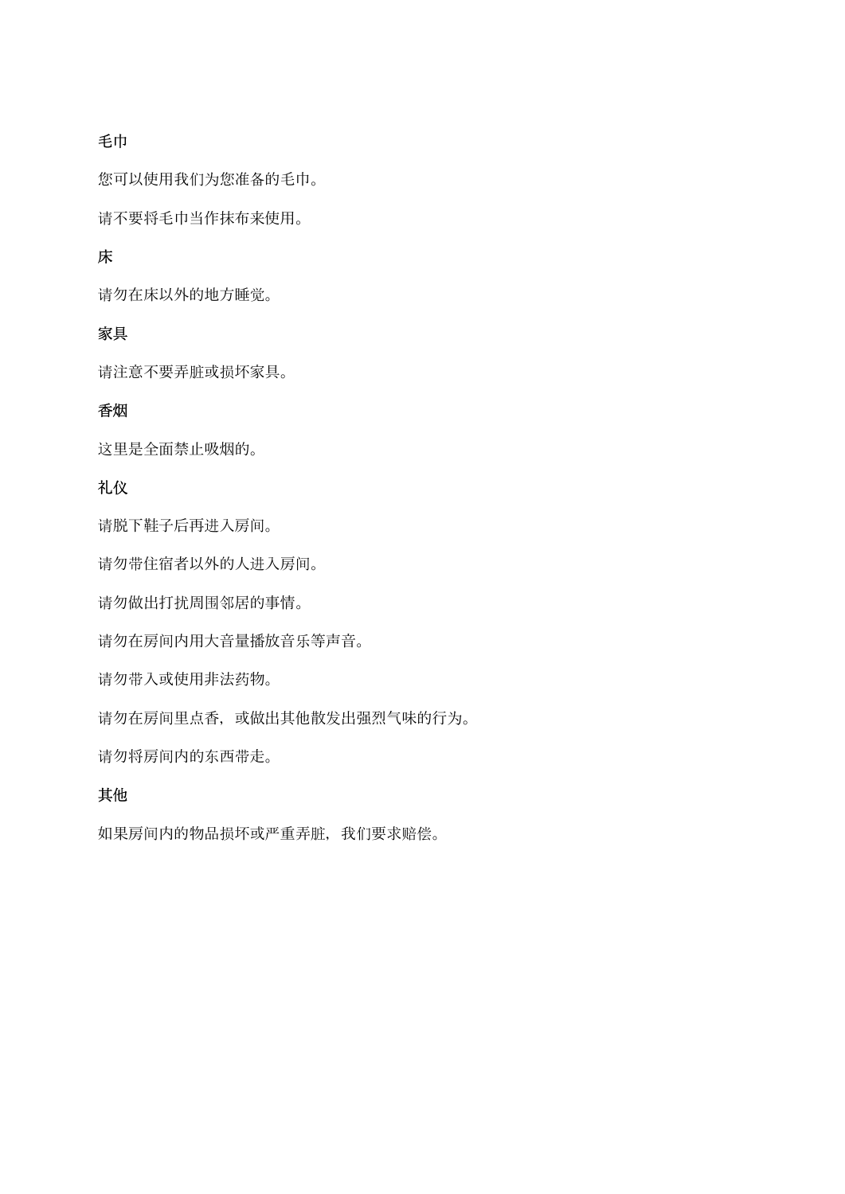**毛巾**

您可以使用我们为您准备的毛巾。

请不要将毛巾当作抹布来使用。

**床**

请勿在床以外的地方睡觉。

**家具**

请注意不要弄脏或损坏家具。

**香烟**

这里是全面禁止吸烟的。

**礼仪**

请脱下鞋子后再进入房间。

请勿带住宿者以外的人进入房间。

请勿做出打扰周围邻居的事情。

请勿在房间内用大音量播放音乐等声音。

请勿带入或使用非法药物。

请勿在房间里点香，或做出其他散发出强烈气味的行为。

请勿将房间内的东西带走。

**其他**

如果房间内的物品损坏或严重弄脏，我们要求赔偿。